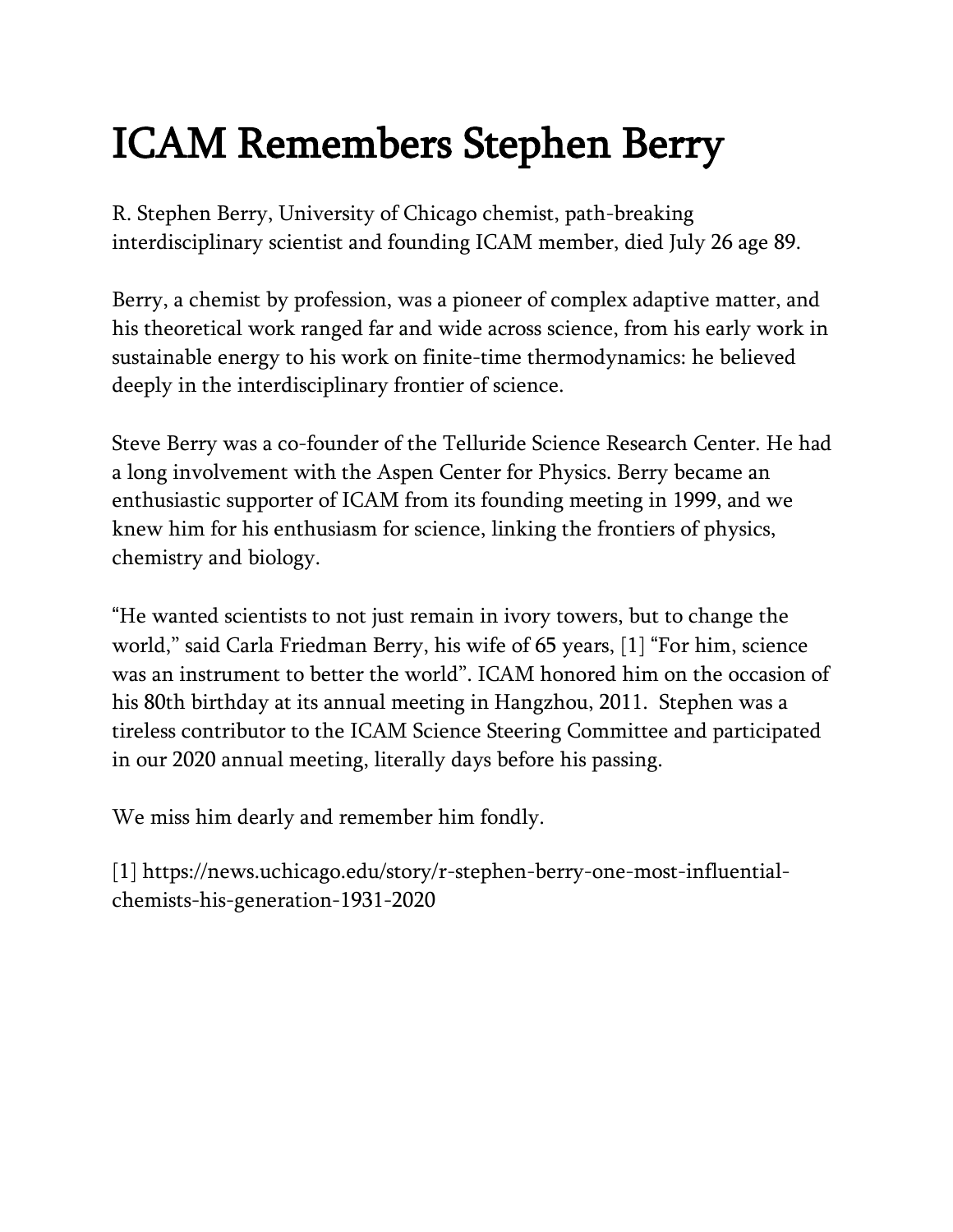# ICAM Remembers Stephen Berry

R. Stephen Berry, University of Chicago chemist, path-breaking interdisciplinary scientist and founding ICAM member, died July 26 age 89.

Berry, a chemist by profession, was a pioneer of complex adaptive matter, and his theoretical work ranged far and wide across science, from his early work in sustainable energy to his work on finite-time thermodynamics: he believed deeply in the interdisciplinary frontier of science.

Steve Berry was a co-founder of the Telluride Science Research Center. He had a long involvement with the Aspen Center for Physics. Berry became an enthusiastic supporter of ICAM from its founding meeting in 1999, and we knew him for his enthusiasm for science, linking the frontiers of physics, chemistry and biology.

"He wanted scientists to not just remain in ivory towers, but to change the world," said Carla Friedman Berry, his wife of 65 years, [1] "For him, science was an instrument to better the world". ICAM honored him on the occasion of his 80th birthday at its annual meeting in Hangzhou, 2011. Stephen was a tireless contributor to the ICAM Science Steering Committee and participated in our 2020 annual meeting, literally days before his passing.

We miss him dearly and remember him fondly.

[1] https://news.uchicago.edu/story/r-stephen-berry-one-most-influential-chemists-his-generation-1931-2020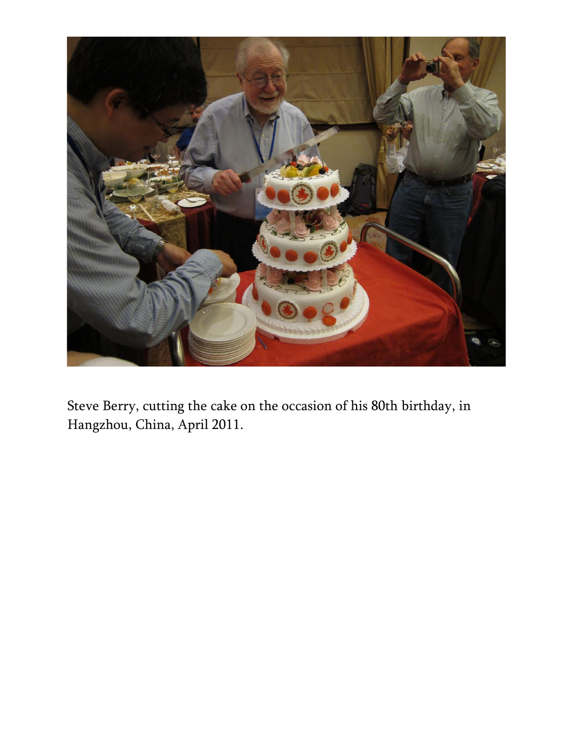Steve Berry, cutting the cake on the occasion of his 80th birthday, in Hangzhou, China, April 2011.